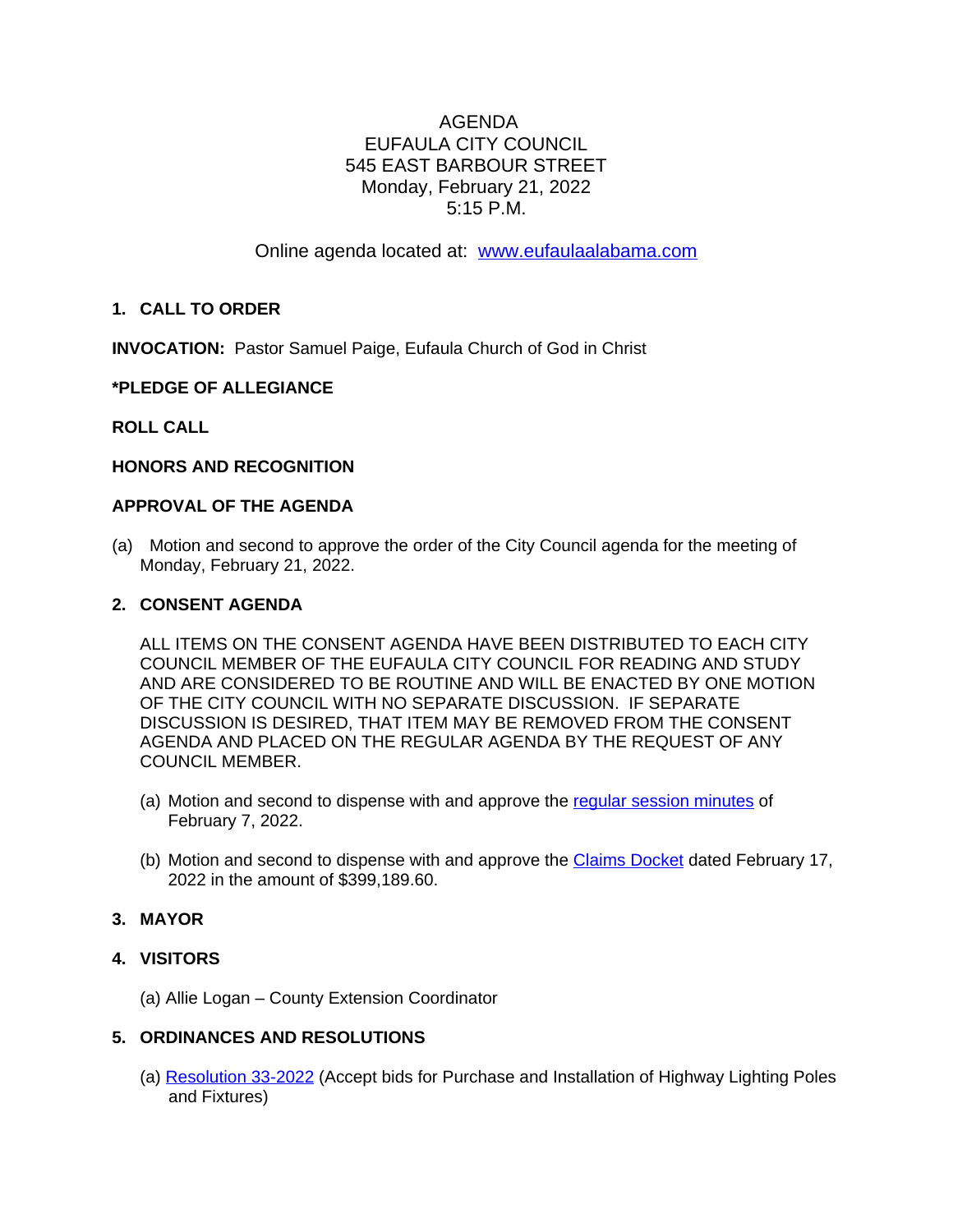AGENDA
EUFAULA CITY COUNCIL
545 EAST BARBOUR STREET
Monday, February 21, 2022
5:15 P.M.

Online agenda located at: [www.eufaulaalabama.com](http://www.eufaulaalabama.com)

**1. CALL TO ORDER**

**INVOCATION:** Pastor Samuel Paige, Eufaula Church of God in Christ

**\*PLEDGE OF ALLEGIANCE**

**ROLL CALL**

**HONORS AND RECOGNITION**

**APPROVAL OF THE AGENDA**

(a) Motion and second to approve the order of the City Council agenda for the meeting of Monday, February 21, 2022.

**2. CONSENT AGENDA**

ALL ITEMS ON THE CONSENT AGENDA HAVE BEEN DISTRIBUTED TO EACH CITY COUNCIL MEMBER OF THE EUFAULA CITY COUNCIL FOR READING AND STUDY AND ARE CONSIDERED TO BE ROUTINE AND WILL BE ENACTED BY ONE MOTION OF THE CITY COUNCIL WITH NO SEPARATE DISCUSSION. IF SEPARATE DISCUSSION IS DESIRED, THAT ITEM MAY BE REMOVED FROM THE CONSENT AGENDA AND PLACED ON THE REGULAR AGENDA BY THE REQUEST OF ANY COUNCIL MEMBER.

(a) Motion and second to dispense with and approve the regular session minutes of February 7, 2022.

(b) Motion and second to dispense with and approve the Claims Docket dated February 17, 2022 in the amount of $399,189.60.

**3. MAYOR**

**4. VISITORS**

(a) Allie Logan – County Extension Coordinator

**5. ORDINANCES AND RESOLUTIONS**

(a) Resolution 33-2022 (Accept bids for Purchase and Installation of Highway Lighting Poles and Fixtures)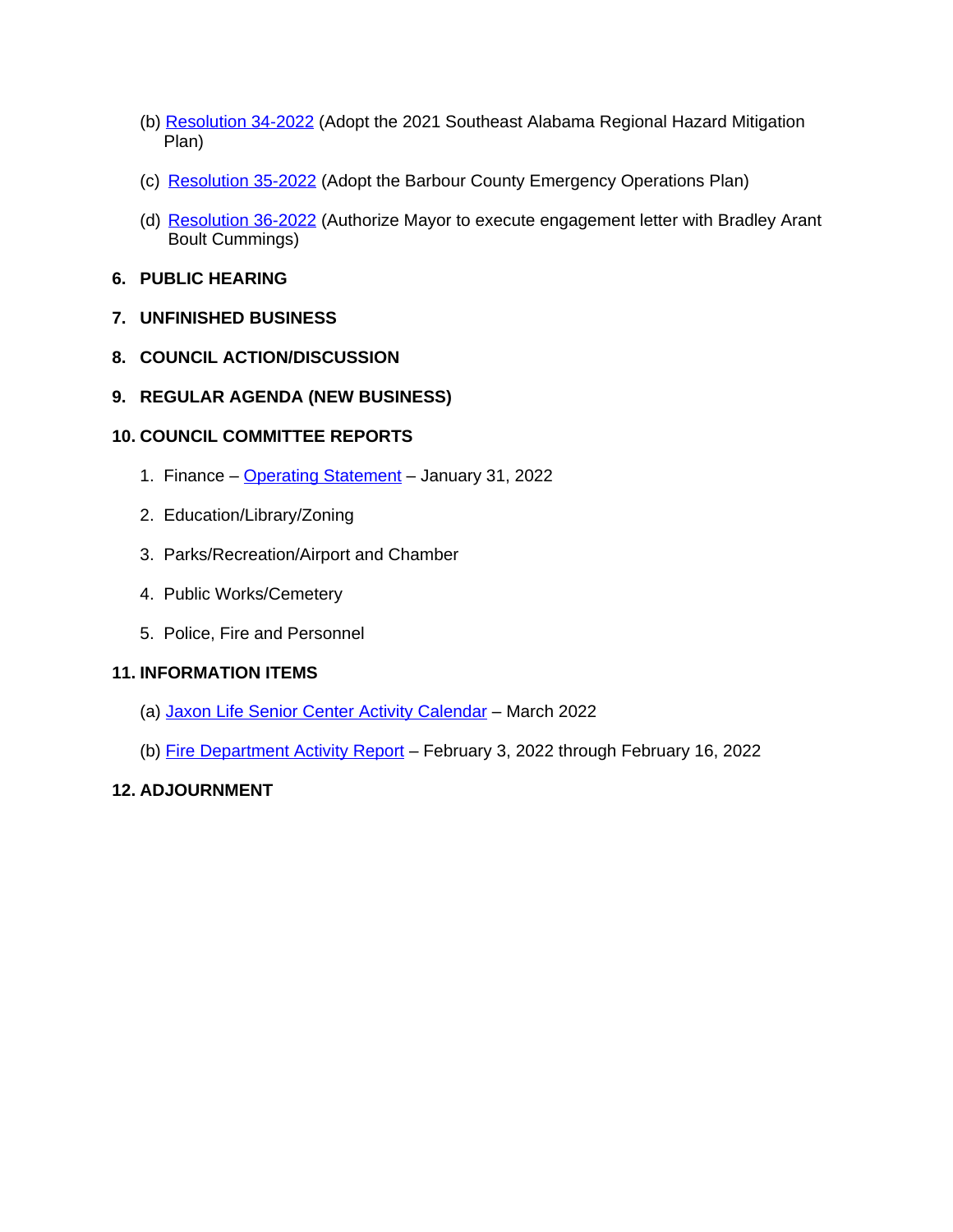(b) Resolution 34-2022 (Adopt the 2021 Southeast Alabama Regional Hazard Mitigation Plan)

(c) Resolution 35-2022 (Adopt the Barbour County Emergency Operations Plan)

(d) Resolution 36-2022 (Authorize Mayor to execute engagement letter with Bradley Arant Boult Cummings)

**6. PUBLIC HEARING**

**7. UNFINISHED BUSINESS**

**8. COUNCIL ACTION/DISCUSSION**

**9. REGULAR AGENDA (NEW BUSINESS)**

**10. COUNCIL COMMITTEE REPORTS**

1. Finance – Operating Statement – January 31, 2022
2. Education/Library/Zoning
3. Parks/Recreation/Airport and Chamber
4. Public Works/Cemetery
5. Police, Fire and Personnel

**11. INFORMATION ITEMS**

(a) Jaxon Life Senior Center Activity Calendar – March 2022

(b) Fire Department Activity Report – February 3, 2022 through February 16, 2022

**12. ADJOURNMENT**